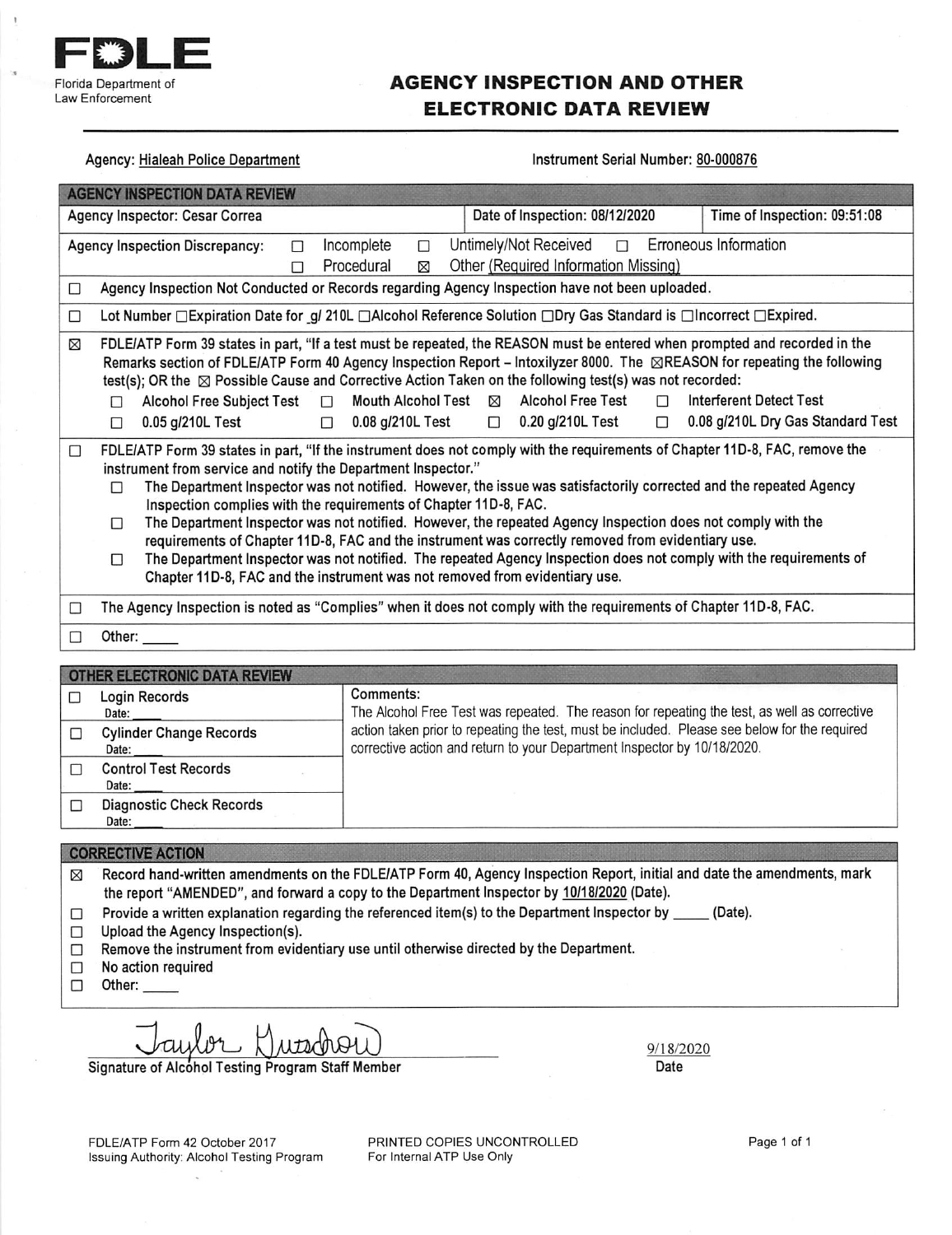**FDLE**
Florida Department of Law Enforcement

# AGENCY INSPECTION AND OTHER ELECTRONIC DATA REVIEW

Agency: Hialeah Police Department

Instrument Serial Number: 80-000876

## AGENCY INSPECTION DATA REVIEW

| Agency Inspector: Cesar Correa | Date of Inspection: 08/12/2020 | Time of Inspection: 09:51:08 |
|---|---|---|

Agency Inspection Discrepancy: ☐ Incomplete ☐ Untimely/Not Received ☐ Erroneous Information ☐ Procedural ☒ Other (Required Information Missing)

☐ Agency Inspection Not Conducted or Records regarding Agency Inspection have not been uploaded.

☐ Lot Number ☐Expiration Date for _g/ 210L ☐Alcohol Reference Solution ☐Dry Gas Standard is ☐Incorrect ☐Expired.

☒ FDLE/ATP Form 39 states in part, "If a test must be repeated, the REASON must be entered when prompted and recorded in the Remarks section of FDLE/ATP Form 40 Agency Inspection Report – Intoxilyzer 8000. The ☒REASON for repeating the following test(s); OR the ☒ Possible Cause and Corrective Action Taken on the following test(s) was not recorded:

- ☐ Alcohol Free Subject Test ☐ Mouth Alcohol Test ☒ Alcohol Free Test ☐ Interferent Detect Test
- ☐ 0.05 g/210L Test ☐ 0.08 g/210L Test ☐ 0.20 g/210L Test ☐ 0.08 g/210L Dry Gas Standard Test

☐ FDLE/ATP Form 39 states in part, "If the instrument does not comply with the requirements of Chapter 11D-8, FAC, remove the instrument from service and notify the Department Inspector."

- ☐ The Department Inspector was not notified. However, the issue was satisfactorily corrected and the repeated Agency Inspection complies with the requirements of Chapter 11D-8, FAC.
- ☐ The Department Inspector was not notified. However, the repeated Agency Inspection does not comply with the requirements of Chapter 11D-8, FAC and the instrument was correctly removed from evidentiary use.
- ☐ The Department Inspector was not notified. The repeated Agency Inspection does not comply with the requirements of Chapter 11D-8, FAC and the instrument was not removed from evidentiary use.

☐ The Agency Inspection is noted as "Complies" when it does not comply with the requirements of Chapter 11D-8, FAC.

☐ Other: ____

## OTHER ELECTRONIC DATA REVIEW

| Records | Comments |
|---|---|
| ☐ Login Records Date: ____ | The Alcohol Free Test was repeated. The reason for repeating the test, as well as corrective action taken prior to repeating the test, must be included. Please see below for the required corrective action and return to your Department Inspector by 10/18/2020. |
| ☐ Cylinder Change Records Date: ____ | |
| ☐ Control Test Records Date: ____ | |
| ☐ Diagnostic Check Records Date: ____ | |

## CORRECTIVE ACTION

- ☒ Record hand-written amendments on the FDLE/ATP Form 40, Agency Inspection Report, initial and date the amendments, mark the report "AMENDED", and forward a copy to the Department Inspector by 10/18/2020 (Date).
- ☐ Provide a written explanation regarding the referenced item(s) to the Department Inspector by ____ (Date).
- ☐ Upload the Agency Inspection(s).
- ☐ Remove the instrument from evidentiary use until otherwise directed by the Department.
- ☐ No action required
- ☐ Other: ____

Taylor Hutchison
Signature of Alcohol Testing Program Staff Member

9/18/2020
Date

FDLE/ATP Form 42 October 2017
Issuing Authority: Alcohol Testing Program

PRINTED COPIES UNCONTROLLED
For Internal ATP Use Only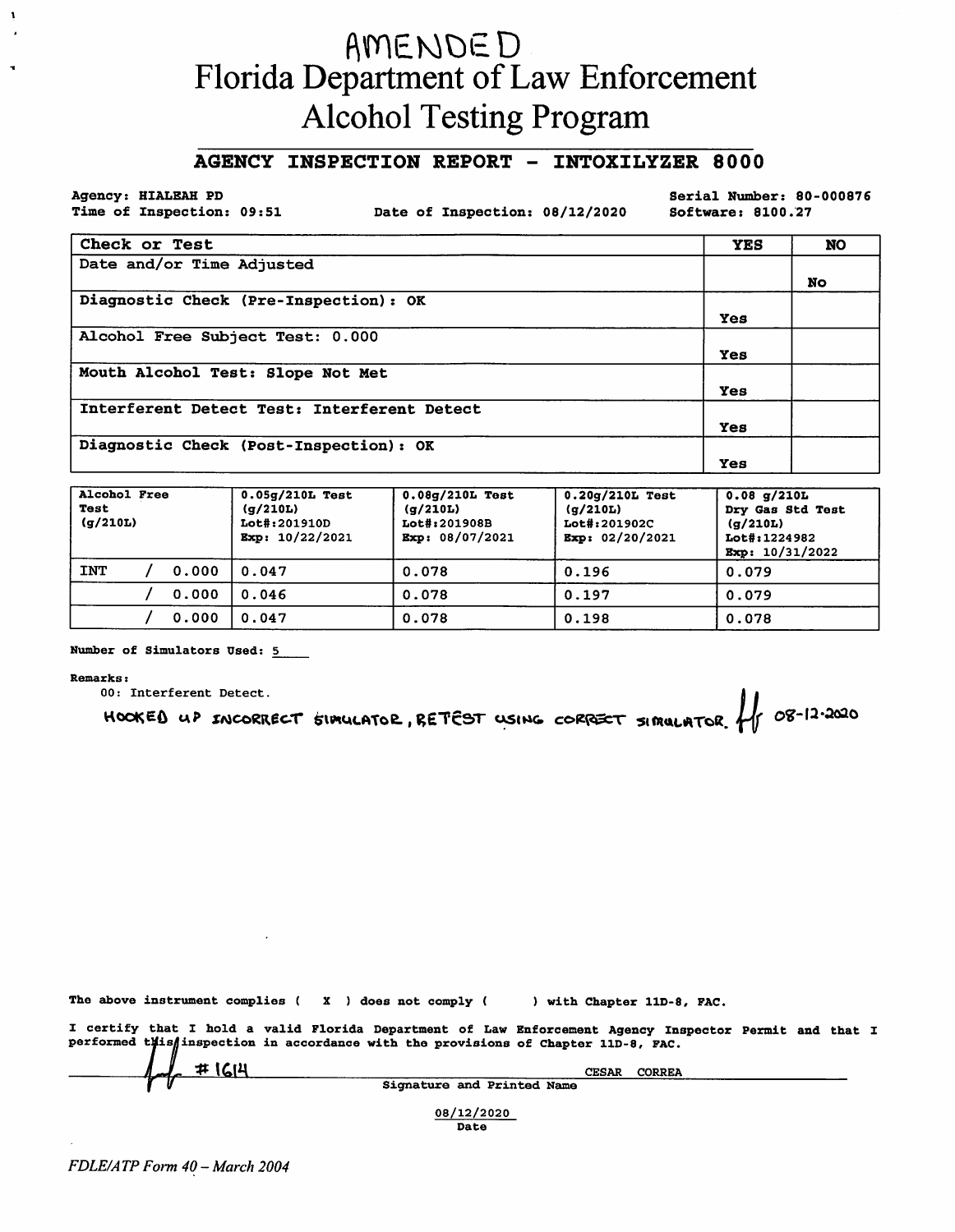AMENDED

# Florida Department of Law Enforcement
# Alcohol Testing Program

## AGENCY INSPECTION REPORT - INTOXILYZER 8000

**Agency:** HIALEAH PD
**Time of Inspection:** 09:51
**Date of Inspection:** 08/12/2020
**Serial Number:** 80-000876
**Software:** 8100.27

| Check or Test | YES | NO |
|---|---|---|
| Date and/or Time Adjusted | | No |
| Diagnostic Check (Pre-Inspection): OK | Yes | |
| Alcohol Free Subject Test: 0.000 | Yes | |
| Mouth Alcohol Test: Slope Not Met | Yes | |
| Interferent Detect Test: Interferent Detect | Yes | |
| Diagnostic Check (Post-Inspection): OK | Yes | |

| Alcohol Free Test (g/210L) | 0.05g/210L Test (g/210L) Lot#:201910D Exp: 10/22/2021 | 0.08g/210L Test (g/210L) Lot#:201908B Exp: 08/07/2021 | 0.20g/210L Test (g/210L) Lot#:201902C Exp: 02/20/2021 | 0.08 g/210L Dry Gas Std Test (g/210L) Lot#:1224982 Exp: 10/31/2022 |
|---|---|---|---|---|
| INT / 0.000 | 0.047 | 0.078 | 0.196 | 0.079 |
| / 0.000 | 0.046 | 0.078 | 0.197 | 0.079 |
| / 0.000 | 0.047 | 0.078 | 0.198 | 0.078 |

**Number of Simulators Used:** 5

**Remarks:**

00: Interferent Detect.

HOOKED UP INCORRECT SIMULATOR, RETEST USING CORRECT SIMULATOR. [initials] 08-12-2020

The above instrument complies ( X ) does not comply ( ) with Chapter 11D-8, FAC.

I certify that I hold a valid Florida Department of Law Enforcement Agency Inspector Permit and that I performed this inspection in accordance with the provisions of Chapter 11D-8, FAC.

[signature] #1614 CESAR CORREA

Signature and Printed Name

08/12/2020

Date

*FDLE/ATP Form 40 – March 2004*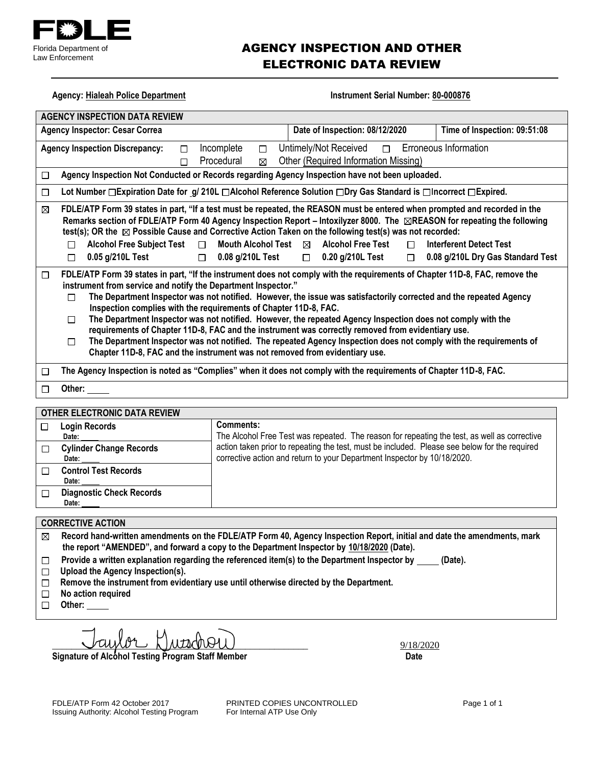**FDLE**
Florida Department of Law Enforcement

# AGENCY INSPECTION AND OTHER ELECTRONIC DATA REVIEW

**Agency: Hialeah Police Department** **Instrument Serial Number: 80-000876**

## AGENCY INSPECTION DATA REVIEW

| | | |
|---|---|---|
| **Agency Inspector: Cesar Correa** | **Date of Inspection: 08/12/2020** | **Time of Inspection: 09:51:08** |

**Agency Inspection Discrepancy:** ☐ Incomplete ☐ Untimely/Not Received ☐ Erroneous Information ☐ Procedural ☒ Other (Required Information Missing)

☐ **Agency Inspection Not Conducted or Records regarding Agency Inspection have not been uploaded.**

☐ **Lot Number ☐Expiration Date for g/ 210L ☐Alcohol Reference Solution ☐Dry Gas Standard is ☐Incorrect ☐Expired.**

☒ **FDLE/ATP Form 39 states in part, "If a test must be repeated, the REASON must be entered when prompted and recorded in the Remarks section of FDLE/ATP Form 40 Agency Inspection Report – Intoxilyzer 8000. The ☒REASON for repeating the following test(s); OR the ☒ Possible Cause and Corrective Action Taken on the following test(s) was not recorded:**
- ☐ **Alcohol Free Subject Test** ☐ **Mouth Alcohol Test** ☒ **Alcohol Free Test** ☐ **Interferent Detect Test**
- ☐ **0.05 g/210L Test** ☐ **0.08 g/210L Test** ☐ **0.20 g/210L Test** ☐ **0.08 g/210L Dry Gas Standard Test**

☐ **FDLE/ATP Form 39 states in part, "If the instrument does not comply with the requirements of Chapter 11D-8, FAC, remove the instrument from service and notify the Department Inspector."**
- ☐ **The Department Inspector was not notified. However, the issue was satisfactorily corrected and the repeated Agency Inspection complies with the requirements of Chapter 11D-8, FAC.**
- ☐ **The Department Inspector was not notified. However, the repeated Agency Inspection does not comply with the requirements of Chapter 11D-8, FAC and the instrument was correctly removed from evidentiary use.**
- ☐ **The Department Inspector was not notified. The repeated Agency Inspection does not comply with the requirements of Chapter 11D-8, FAC and the instrument was not removed from evidentiary use.**

☐ **The Agency Inspection is noted as "Complies" when it does not comply with the requirements of Chapter 11D-8, FAC.**

☐ **Other:** _____

## OTHER ELECTRONIC DATA REVIEW

| | |
|---|---|
| ☐ **Login Records** Date: _____ | **Comments:** The Alcohol Free Test was repeated. The reason for repeating the test, as well as corrective action taken prior to repeating the test, must be included. Please see below for the required corrective action and return to your Department Inspector by 10/18/2020. |
| ☐ **Cylinder Change Records** Date: _____ | |
| ☐ **Control Test Records** Date: _____ | |
| ☐ **Diagnostic Check Records** Date: _____ | |

## CORRECTIVE ACTION

☒ **Record hand-written amendments on the FDLE/ATP Form 40, Agency Inspection Report, initial and date the amendments, mark the report "AMENDED", and forward a copy to the Department Inspector by 10/18/2020 (Date).**

☐ **Provide a written explanation regarding the referenced item(s) to the Department Inspector by _____ (Date).**

☐ **Upload the Agency Inspection(s).**

☐ **Remove the instrument from evidentiary use until otherwise directed by the Department.**

☐ **No action required**

☐ **Other:** _____

Taylor Gustafson

**Signature of Alcohol Testing Program Staff Member**

9/18/2020
**Date**

FDLE/ATP Form 42 October 2017
Issuing Authority: Alcohol Testing Program

PRINTED COPIES UNCONTROLLED
For Internal ATP Use Only